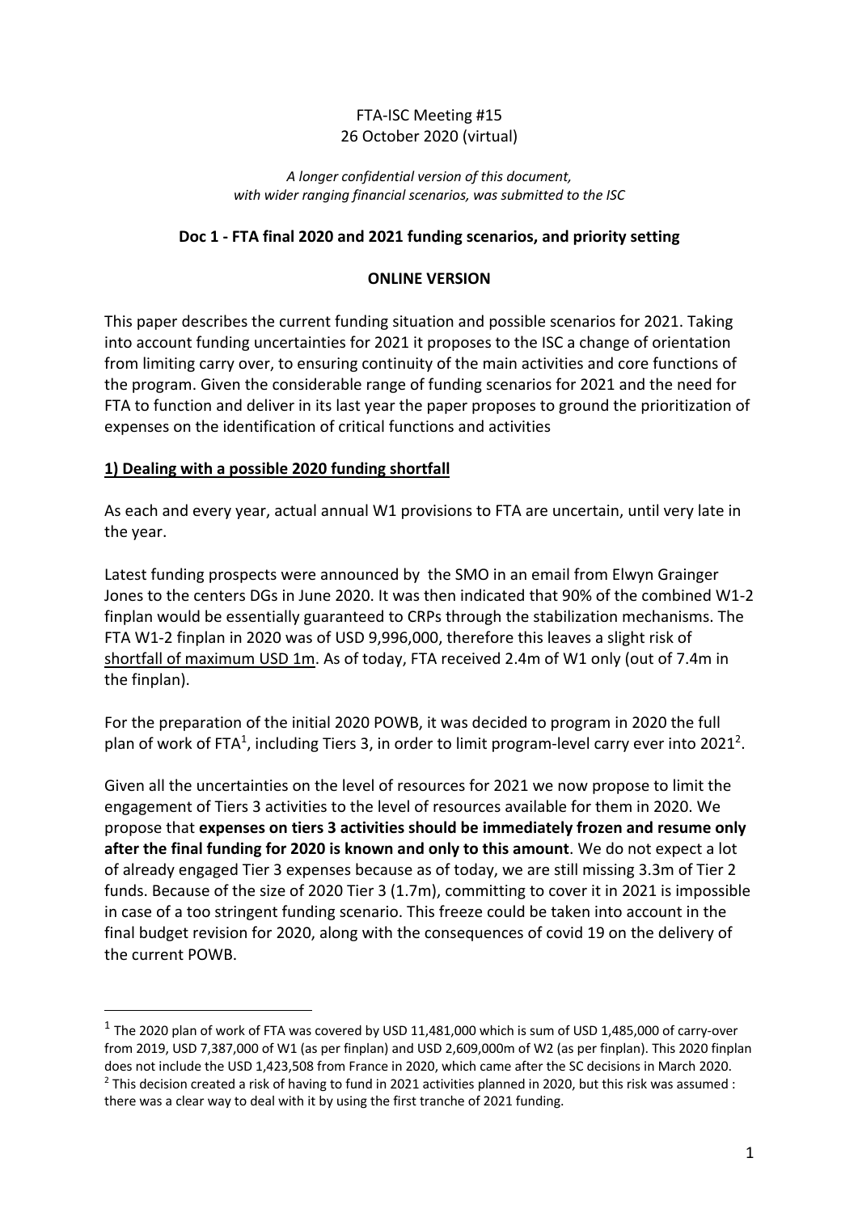FTA-ISC Meeting #15
26 October 2020 (virtual)

*A longer confidential version of this document, with wider ranging financial scenarios, was submitted to the ISC*

**Doc 1 - FTA final 2020 and 2021 funding scenarios, and priority setting**

**ONLINE VERSION**

This paper describes the current funding situation and possible scenarios for 2021. Taking into account funding uncertainties for 2021 it proposes to the ISC a change of orientation from limiting carry over, to ensuring continuity of the main activities and core functions of the program. Given the considerable range of funding scenarios for 2021 and the need for FTA to function and deliver in its last year the paper proposes to ground the prioritization of expenses on the identification of critical functions and activities

## 1) Dealing with a possible 2020 funding shortfall

As each and every year, actual annual W1 provisions to FTA are uncertain, until very late in the year.

Latest funding prospects were announced by the SMO in an email from Elwyn Grainger Jones to the centers DGs in June 2020. It was then indicated that 90% of the combined W1-2 finplan would be essentially guaranteed to CRPs through the stabilization mechanisms. The FTA W1-2 finplan in 2020 was of USD 9,996,000, therefore this leaves a slight risk of shortfall of maximum USD 1m. As of today, FTA received 2.4m of W1 only (out of 7.4m in the finplan).

For the preparation of the initial 2020 POWB, it was decided to program in 2020 the full plan of work of FTA[1], including Tiers 3, in order to limit program-level carry ever into 2021[2].

Given all the uncertainties on the level of resources for 2021 we now propose to limit the engagement of Tiers 3 activities to the level of resources available for them in 2020. We propose that **expenses on tiers 3 activities should be immediately frozen and resume only after the final funding for 2020 is known and only to this amount**. We do not expect a lot of already engaged Tier 3 expenses because as of today, we are still missing 3.3m of Tier 2 funds. Because of the size of 2020 Tier 3 (1.7m), committing to cover it in 2021 is impossible in case of a too stringent funding scenario. This freeze could be taken into account in the final budget revision for 2020, along with the consequences of covid 19 on the delivery of the current POWB.

---

[1] The 2020 plan of work of FTA was covered by USD 11,481,000 which is sum of USD 1,485,000 of carry-over from 2019, USD 7,387,000 of W1 (as per finplan) and USD 2,609,000m of W2 (as per finplan). This 2020 finplan does not include the USD 1,423,508 from France in 2020, which came after the SC decisions in March 2020.

[2] This decision created a risk of having to fund in 2021 activities planned in 2020, but this risk was assumed : there was a clear way to deal with it by using the first tranche of 2021 funding.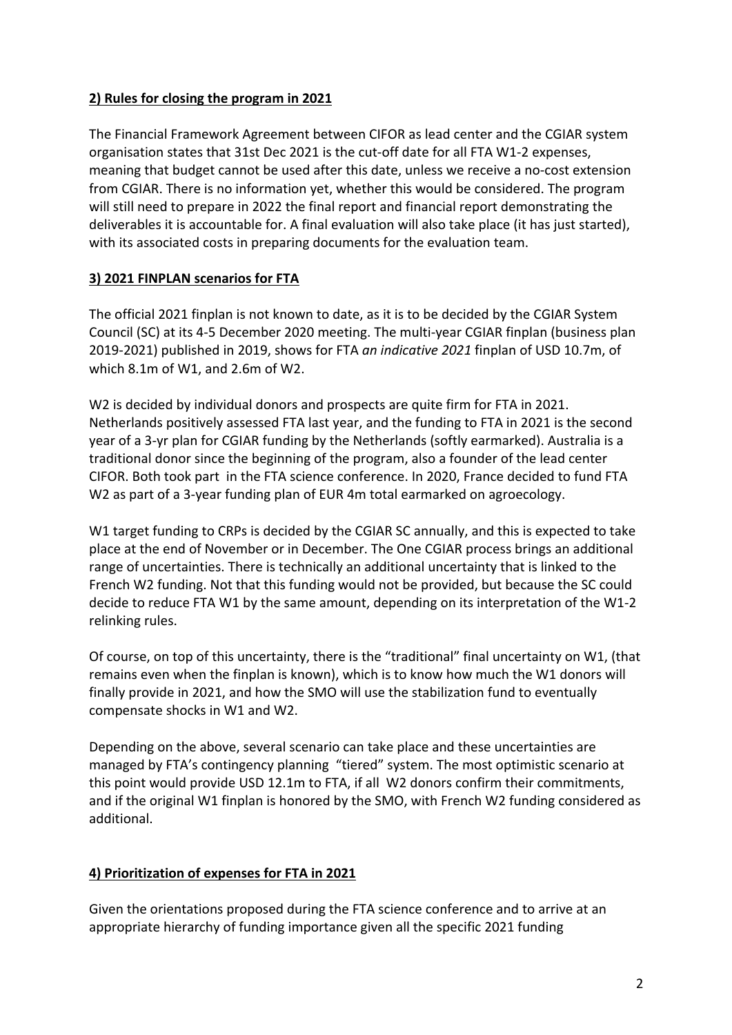## **2) Rules for closing the program in 2021**

The Financial Framework Agreement between CIFOR as lead center and the CGIAR system organisation states that 31st Dec 2021 is the cut-off date for all FTA W1-2 expenses, meaning that budget cannot be used after this date, unless we receive a no-cost extension from CGIAR. There is no information yet, whether this would be considered. The program will still need to prepare in 2022 the final report and financial report demonstrating the deliverables it is accountable for. A final evaluation will also take place (it has just started), with its associated costs in preparing documents for the evaluation team.

## **3) 2021 FINPLAN scenarios for FTA**

The official 2021 finplan is not known to date, as it is to be decided by the CGIAR System Council (SC) at its 4-5 December 2020 meeting. The multi-year CGIAR finplan (business plan 2019-2021) published in 2019, shows for FTA *an indicative 2021* finplan of USD 10.7m, of which 8.1m of W1, and 2.6m of W2.

W2 is decided by individual donors and prospects are quite firm for FTA in 2021. Netherlands positively assessed FTA last year, and the funding to FTA in 2021 is the second year of a 3-yr plan for CGIAR funding by the Netherlands (softly earmarked). Australia is a traditional donor since the beginning of the program, also a founder of the lead center CIFOR. Both took part in the FTA science conference. In 2020, France decided to fund FTA W2 as part of a 3-year funding plan of EUR 4m total earmarked on agroecology.

W1 target funding to CRPs is decided by the CGIAR SC annually, and this is expected to take place at the end of November or in December. The One CGIAR process brings an additional range of uncertainties. There is technically an additional uncertainty that is linked to the French W2 funding. Not that this funding would not be provided, but because the SC could decide to reduce FTA W1 by the same amount, depending on its interpretation of the W1-2 relinking rules.

Of course, on top of this uncertainty, there is the "traditional" final uncertainty on W1, (that remains even when the finplan is known), which is to know how much the W1 donors will finally provide in 2021, and how the SMO will use the stabilization fund to eventually compensate shocks in W1 and W2.

Depending on the above, several scenario can take place and these uncertainties are managed by FTA's contingency planning "tiered" system. The most optimistic scenario at this point would provide USD 12.1m to FTA, if all W2 donors confirm their commitments, and if the original W1 finplan is honored by the SMO, with French W2 funding considered as additional.

## **4) Prioritization of expenses for FTA in 2021**

Given the orientations proposed during the FTA science conference and to arrive at an appropriate hierarchy of funding importance given all the specific 2021 funding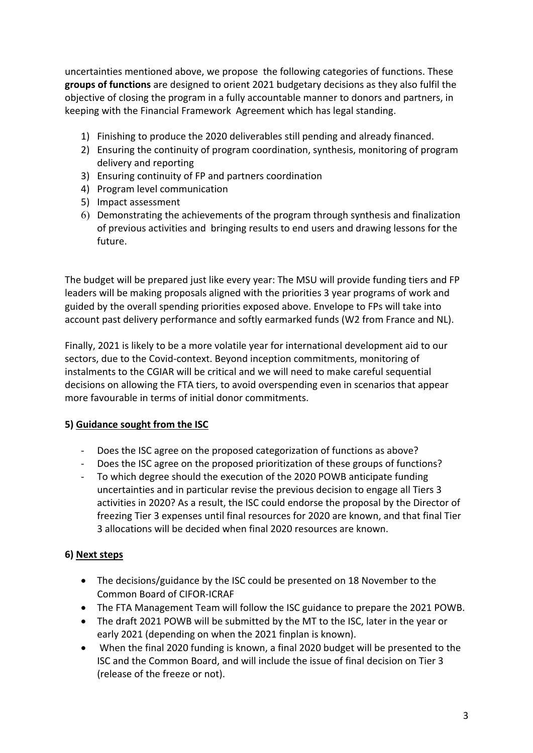uncertainties mentioned above, we propose the following categories of functions. These **groups of functions** are designed to orient 2021 budgetary decisions as they also fulfil the objective of closing the program in a fully accountable manner to donors and partners, in keeping with the Financial Framework Agreement which has legal standing.

1) Finishing to produce the 2020 deliverables still pending and already financed.
2) Ensuring the continuity of program coordination, synthesis, monitoring of program delivery and reporting
3) Ensuring continuity of FP and partners coordination
4) Program level communication
5) Impact assessment
6) Demonstrating the achievements of the program through synthesis and finalization of previous activities and bringing results to end users and drawing lessons for the future.

The budget will be prepared just like every year: The MSU will provide funding tiers and FP leaders will be making proposals aligned with the priorities 3 year programs of work and guided by the overall spending priorities exposed above. Envelope to FPs will take into account past delivery performance and softly earmarked funds (W2 from France and NL).

Finally, 2021 is likely to be a more volatile year for international development aid to our sectors, due to the Covid-context. Beyond inception commitments, monitoring of instalments to the CGIAR will be critical and we will need to make careful sequential decisions on allowing the FTA tiers, to avoid overspending even in scenarios that appear more favourable in terms of initial donor commitments.

## 5) Guidance sought from the ISC

- Does the ISC agree on the proposed categorization of functions as above?
- Does the ISC agree on the proposed prioritization of these groups of functions?
- To which degree should the execution of the 2020 POWB anticipate funding uncertainties and in particular revise the previous decision to engage all Tiers 3 activities in 2020? As a result, the ISC could endorse the proposal by the Director of freezing Tier 3 expenses until final resources for 2020 are known, and that final Tier 3 allocations will be decided when final 2020 resources are known.

## 6) Next steps

- The decisions/guidance by the ISC could be presented on 18 November to the Common Board of CIFOR-ICRAF
- The FTA Management Team will follow the ISC guidance to prepare the 2021 POWB.
- The draft 2021 POWB will be submitted by the MT to the ISC, later in the year or early 2021 (depending on when the 2021 finplan is known).
- When the final 2020 funding is known, a final 2020 budget will be presented to the ISC and the Common Board, and will include the issue of final decision on Tier 3 (release of the freeze or not).